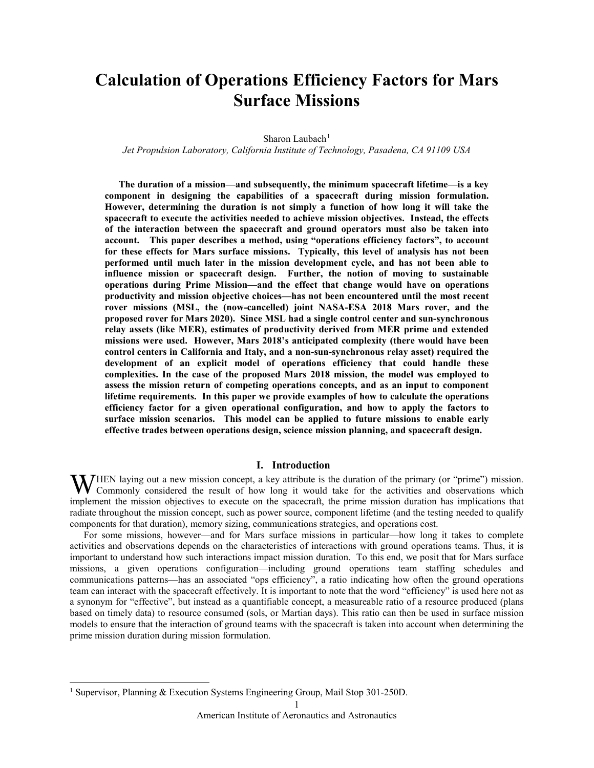# Calculation of Operations Efficiency Factors for Mars Surface Missions

Sharon Laubach[1]

*Jet Propulsion Laboratory, California Institute of Technology, Pasadena, CA 91109 USA*

**The duration of a mission—and subsequently, the minimum spacecraft lifetime—is a key component in designing the capabilities of a spacecraft during mission formulation. However, determining the duration is not simply a function of how long it will take the spacecraft to execute the activities needed to achieve mission objectives. Instead, the effects of the interaction between the spacecraft and ground operators must also be taken into account. This paper describes a method, using "operations efficiency factors", to account for these effects for Mars surface missions. Typically, this level of analysis has not been performed until much later in the mission development cycle, and has not been able to influence mission or spacecraft design. Further, the notion of moving to sustainable operations during Prime Mission—and the effect that change would have on operations productivity and mission objective choices—has not been encountered until the most recent rover missions (MSL, the (now-cancelled) joint NASA-ESA 2018 Mars rover, and the proposed rover for Mars 2020). Since MSL had a single control center and sun-synchronous relay assets (like MER), estimates of productivity derived from MER prime and extended missions were used. However, Mars 2018's anticipated complexity (there would have been control centers in California and Italy, and a non-sun-synchronous relay asset) required the development of an explicit model of operations efficiency that could handle these complexities. In the case of the proposed Mars 2018 mission, the model was employed to assess the mission return of competing operations concepts, and as an input to component lifetime requirements. In this paper we provide examples of how to calculate the operations efficiency factor for a given operational configuration, and how to apply the factors to surface mission scenarios. This model can be applied to future missions to enable early effective trades between operations design, science mission planning, and spacecraft design.**

## I. Introduction

When laying out a new mission concept, a key attribute is the duration of the primary (or "prime") mission. Commonly considered the result of how long it would take for the activities and observations which implement the mission objectives to execute on the spacecraft, the prime mission duration has implications that radiate throughout the mission concept, such as power source, component lifetime (and the testing needed to qualify components for that duration), memory sizing, communications strategies, and operations cost.

For some missions, however—and for Mars surface missions in particular—how long it takes to complete activities and observations depends on the characteristics of interactions with ground operations teams. Thus, it is important to understand how such interactions impact mission duration. To this end, we posit that for Mars surface missions, a given operations configuration—including ground operations team staffing schedules and communications patterns—has an associated "ops efficiency", a ratio indicating how often the ground operations team can interact with the spacecraft effectively. It is important to note that the word "efficiency" is used here not as a synonym for "effective", but instead as a quantifiable concept, a measureable ratio of a resource produced (plans based on timely data) to resource consumed (sols, or Martian days). This ratio can then be used in surface mission models to ensure that the interaction of ground teams with the spacecraft is taken into account when determining the prime mission duration during mission formulation.

[1] Supervisor, Planning & Execution Systems Engineering Group, Mail Stop 301-250D.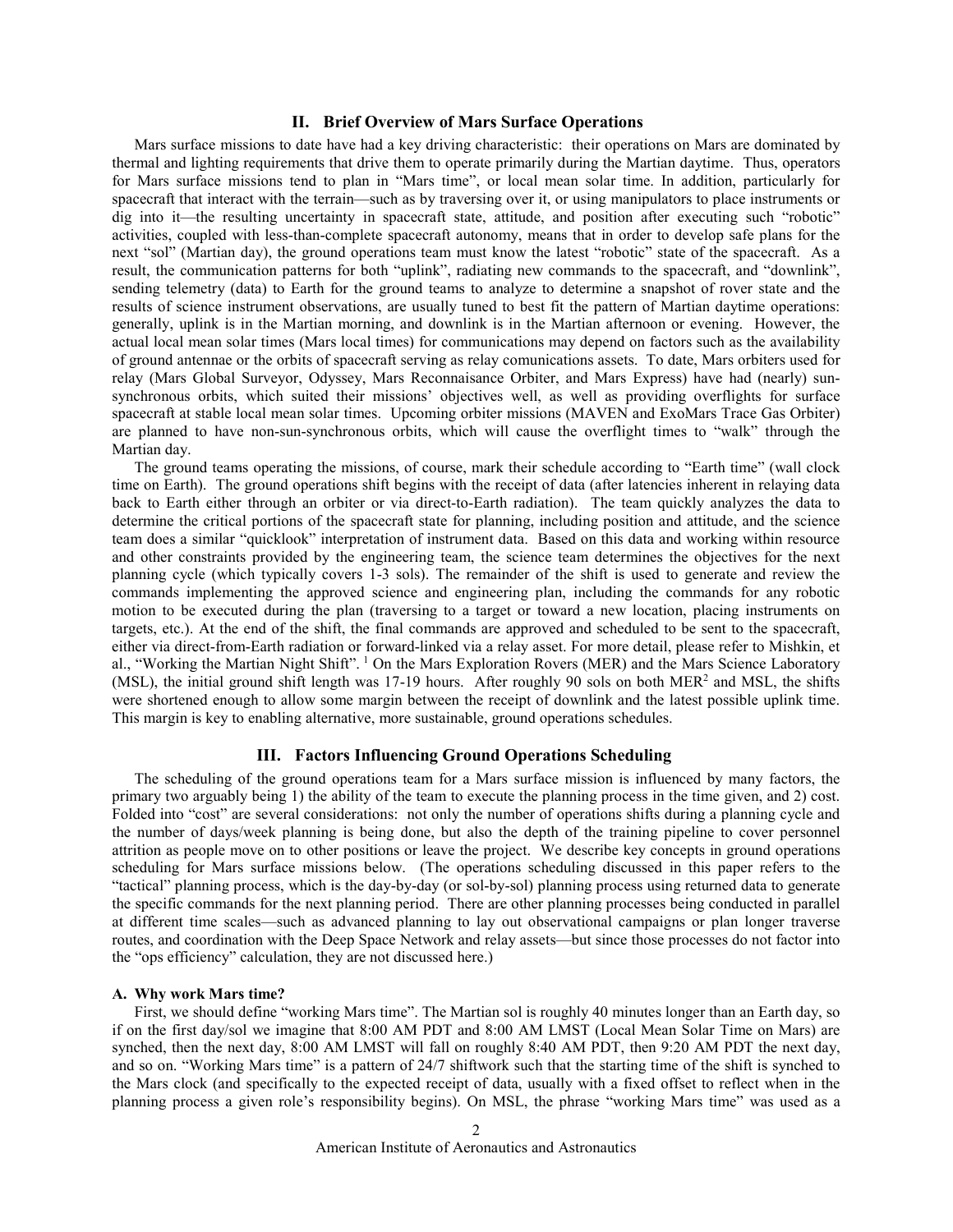## II. Brief Overview of Mars Surface Operations

Mars surface missions to date have had a key driving characteristic: their operations on Mars are dominated by thermal and lighting requirements that drive them to operate primarily during the Martian daytime. Thus, operators for Mars surface missions tend to plan in "Mars time", or local mean solar time. In addition, particularly for spacecraft that interact with the terrain—such as by traversing over it, or using manipulators to place instruments or dig into it—the resulting uncertainty in spacecraft state, attitude, and position after executing such "robotic" activities, coupled with less-than-complete spacecraft autonomy, means that in order to develop safe plans for the next "sol" (Martian day), the ground operations team must know the latest "robotic" state of the spacecraft. As a result, the communication patterns for both "uplink", radiating new commands to the spacecraft, and "downlink", sending telemetry (data) to Earth for the ground teams to analyze to determine a snapshot of rover state and the results of science instrument observations, are usually tuned to best fit the pattern of Martian daytime operations: generally, uplink is in the Martian morning, and downlink is in the Martian afternoon or evening. However, the actual local mean solar times (Mars local times) for communications may depend on factors such as the availability of ground antennae or the orbits of spacecraft serving as relay comunications assets. To date, Mars orbiters used for relay (Mars Global Surveyor, Odyssey, Mars Reconnaisance Orbiter, and Mars Express) have had (nearly) sun-synchronous orbits, which suited their missions' objectives well, as well as providing overflights for surface spacecraft at stable local mean solar times. Upcoming orbiter missions (MAVEN and ExoMars Trace Gas Orbiter) are planned to have non-sun-synchronous orbits, which will cause the overflight times to "walk" through the Martian day.

The ground teams operating the missions, of course, mark their schedule according to "Earth time" (wall clock time on Earth). The ground operations shift begins with the receipt of data (after latencies inherent in relaying data back to Earth either through an orbiter or via direct-to-Earth radiation). The team quickly analyzes the data to determine the critical portions of the spacecraft state for planning, including position and attitude, and the science team does a similar "quicklook" interpretation of instrument data. Based on this data and working within resource and other constraints provided by the engineering team, the science team determines the objectives for the next planning cycle (which typically covers 1-3 sols). The remainder of the shift is used to generate and review the commands implementing the approved science and engineering plan, including the commands for any robotic motion to be executed during the plan (traversing to a target or toward a new location, placing instruments on targets, etc.). At the end of the shift, the final commands are approved and scheduled to be sent to the spacecraft, either via direct-from-Earth radiation or forward-linked via a relay asset. For more detail, please refer to Mishkin, et al., "Working the Martian Night Shift".[1] On the Mars Exploration Rovers (MER) and the Mars Science Laboratory (MSL), the initial ground shift length was 17-19 hours. After roughly 90 sols on both MER[2] and MSL, the shifts were shortened enough to allow some margin between the receipt of downlink and the latest possible uplink time. This margin is key to enabling alternative, more sustainable, ground operations schedules.

## III. Factors Influencing Ground Operations Scheduling

The scheduling of the ground operations team for a Mars surface mission is influenced by many factors, the primary two arguably being 1) the ability of the team to execute the planning process in the time given, and 2) cost. Folded into "cost" are several considerations: not only the number of operations shifts during a planning cycle and the number of days/week planning is being done, but also the depth of the training pipeline to cover personnel attrition as people move on to other positions or leave the project. We describe key concepts in ground operations scheduling for Mars surface missions below. (The operations scheduling discussed in this paper refers to the "tactical" planning process, which is the day-by-day (or sol-by-sol) planning process using returned data to generate the specific commands for the next planning period. There are other planning processes being conducted in parallel at different time scales—such as advanced planning to lay out observational campaigns or plan longer traverse routes, and coordination with the Deep Space Network and relay assets—but since those processes do not factor into the "ops efficiency" calculation, they are not discussed here.)

### A. Why work Mars time?

First, we should define "working Mars time". The Martian sol is roughly 40 minutes longer than an Earth day, so if on the first day/sol we imagine that 8:00 AM PDT and 8:00 AM LMST (Local Mean Solar Time on Mars) are synched, then the next day, 8:00 AM LMST will fall on roughly 8:40 AM PDT, then 9:20 AM PDT the next day, and so on. "Working Mars time" is a pattern of 24/7 shiftwork such that the starting time of the shift is synched to the Mars clock (and specifically to the expected receipt of data, usually with a fixed offset to reflect when in the planning process a given role's responsibility begins). On MSL, the phrase "working Mars time" was used as a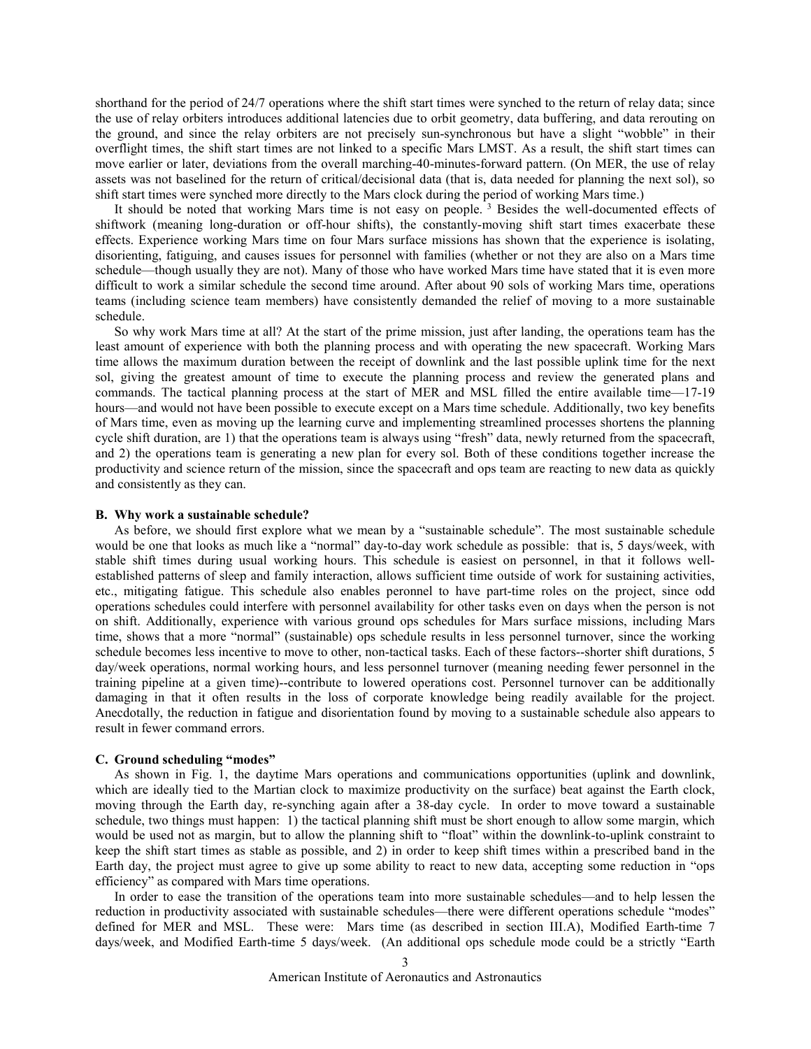shorthand for the period of 24/7 operations where the shift start times were synched to the return of relay data; since the use of relay orbiters introduces additional latencies due to orbit geometry, data buffering, and data rerouting on the ground, and since the relay orbiters are not precisely sun-synchronous but have a slight "wobble" in their overflight times, the shift start times are not linked to a specific Mars LMST. As a result, the shift start times can move earlier or later, deviations from the overall marching-40-minutes-forward pattern. (On MER, the use of relay assets was not baselined for the return of critical/decisional data (that is, data needed for planning the next sol), so shift start times were synched more directly to the Mars clock during the period of working Mars time.)

It should be noted that working Mars time is not easy on people. [3] Besides the well-documented effects of shiftwork (meaning long-duration or off-hour shifts), the constantly-moving shift start times exacerbate these effects. Experience working Mars time on four Mars surface missions has shown that the experience is isolating, disorienting, fatiguing, and causes issues for personnel with families (whether or not they are also on a Mars time schedule—though usually they are not). Many of those who have worked Mars time have stated that it is even more difficult to work a similar schedule the second time around. After about 90 sols of working Mars time, operations teams (including science team members) have consistently demanded the relief of moving to a more sustainable schedule.

So why work Mars time at all? At the start of the prime mission, just after landing, the operations team has the least amount of experience with both the planning process and with operating the new spacecraft. Working Mars time allows the maximum duration between the receipt of downlink and the last possible uplink time for the next sol, giving the greatest amount of time to execute the planning process and review the generated plans and commands. The tactical planning process at the start of MER and MSL filled the entire available time—17-19 hours—and would not have been possible to execute except on a Mars time schedule. Additionally, two key benefits of Mars time, even as moving up the learning curve and implementing streamlined processes shortens the planning cycle shift duration, are 1) that the operations team is always using "fresh" data, newly returned from the spacecraft, and 2) the operations team is generating a new plan for every sol. Both of these conditions together increase the productivity and science return of the mission, since the spacecraft and ops team are reacting to new data as quickly and consistently as they can.

### B. Why work a sustainable schedule?

As before, we should first explore what we mean by a "sustainable schedule". The most sustainable schedule would be one that looks as much like a "normal" day-to-day work schedule as possible: that is, 5 days/week, with stable shift times during usual working hours. This schedule is easiest on personnel, in that it follows well-established patterns of sleep and family interaction, allows sufficient time outside of work for sustaining activities, etc., mitigating fatigue. This schedule also enables peronnel to have part-time roles on the project, since odd operations schedules could interfere with personnel availability for other tasks even on days when the person is not on shift. Additionally, experience with various ground ops schedules for Mars surface missions, including Mars time, shows that a more "normal" (sustainable) ops schedule results in less personnel turnover, since the working schedule becomes less incentive to move to other, non-tactical tasks. Each of these factors--shorter shift durations, 5 day/week operations, normal working hours, and less personnel turnover (meaning needing fewer personnel in the training pipeline at a given time)--contribute to lowered operations cost. Personnel turnover can be additionally damaging in that it often results in the loss of corporate knowledge being readily available for the project. Anecdotally, the reduction in fatigue and disorientation found by moving to a sustainable schedule also appears to result in fewer command errors.

### C. Ground scheduling "modes"

As shown in Fig. 1, the daytime Mars operations and communications opportunities (uplink and downlink, which are ideally tied to the Martian clock to maximize productivity on the surface) beat against the Earth clock, moving through the Earth day, re-synching again after a 38-day cycle. In order to move toward a sustainable schedule, two things must happen: 1) the tactical planning shift must be short enough to allow some margin, which would be used not as margin, but to allow the planning shift to "float" within the downlink-to-uplink constraint to keep the shift start times as stable as possible, and 2) in order to keep shift times within a prescribed band in the Earth day, the project must agree to give up some ability to react to new data, accepting some reduction in "ops efficiency" as compared with Mars time operations.

In order to ease the transition of the operations team into more sustainable schedules—and to help lessen the reduction in productivity associated with sustainable schedules—there were different operations schedule "modes" defined for MER and MSL. These were: Mars time (as described in section III.A), Modified Earth-time 7 days/week, and Modified Earth-time 5 days/week. (An additional ops schedule mode could be a strictly "Earth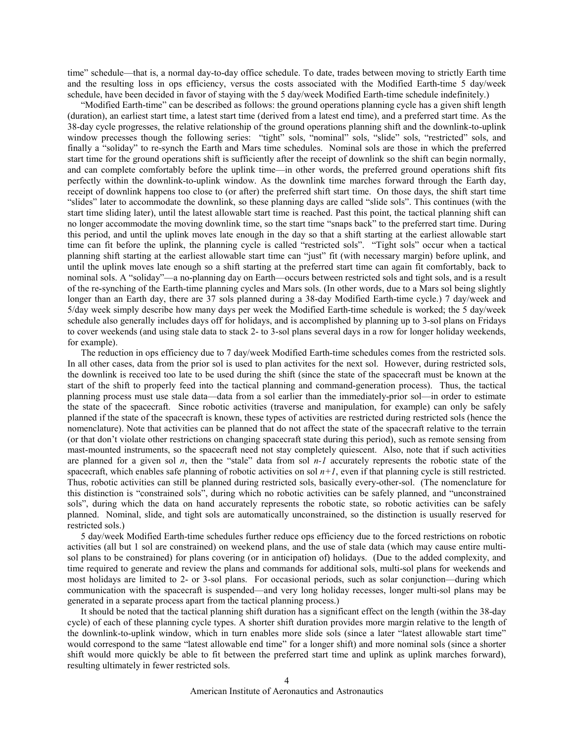time" schedule—that is, a normal day-to-day office schedule. To date, trades between moving to strictly Earth time and the resulting loss in ops efficiency, versus the costs associated with the Modified Earth-time 5 day/week schedule, have been decided in favor of staying with the 5 day/week Modified Earth-time schedule indefinitely.)

"Modified Earth-time" can be described as follows: the ground operations planning cycle has a given shift length (duration), an earliest start time, a latest start time (derived from a latest end time), and a preferred start time. As the 38-day cycle progresses, the relative relationship of the ground operations planning shift and the downlink-to-uplink window precesses though the following series: "tight" sols, "nominal" sols, "slide" sols, "restricted" sols, and finally a "soliday" to re-synch the Earth and Mars time schedules. Nominal sols are those in which the preferred start time for the ground operations shift is sufficiently after the receipt of downlink so the shift can begin normally, and can complete comfortably before the uplink time—in other words, the preferred ground operations shift fits perfectly within the downlink-to-uplink window. As the downlink time marches forward through the Earth day, receipt of downlink happens too close to (or after) the preferred shift start time. On those days, the shift start time "slides" later to accommodate the downlink, so these planning days are called "slide sols". This continues (with the start time sliding later), until the latest allowable start time is reached. Past this point, the tactical planning shift can no longer accommodate the moving downlink time, so the start time "snaps back" to the preferred start time. During this period, and until the uplink moves late enough in the day so that a shift starting at the earliest allowable start time can fit before the uplink, the planning cycle is called "restricted sols". "Tight sols" occur when a tactical planning shift starting at the earliest allowable start time can "just" fit (with necessary margin) before uplink, and until the uplink moves late enough so a shift starting at the preferred start time can again fit comfortably, back to nominal sols. A "soliday"—a no-planning day on Earth—occurs between restricted sols and tight sols, and is a result of the re-synching of the Earth-time planning cycles and Mars sols. (In other words, due to a Mars sol being slightly longer than an Earth day, there are 37 sols planned during a 38-day Modified Earth-time cycle.) 7 day/week and 5/day week simply describe how many days per week the Modified Earth-time schedule is worked; the 5 day/week schedule also generally includes days off for holidays, and is accomplished by planning up to 3-sol plans on Fridays to cover weekends (and using stale data to stack 2- to 3-sol plans several days in a row for longer holiday weekends, for example).

The reduction in ops efficiency due to 7 day/week Modified Earth-time schedules comes from the restricted sols. In all other cases, data from the prior sol is used to plan activites for the next sol. However, during restricted sols, the downlink is received too late to be used during the shift (since the state of the spacecraft must be known at the start of the shift to properly feed into the tactical planning and command-generation process). Thus, the tactical planning process must use stale data—data from a sol earlier than the immediately-prior sol—in order to estimate the state of the spacecraft. Since robotic activities (traverse and manipulation, for example) can only be safely planned if the state of the spacecraft is known, these types of activities are restricted during restricted sols (hence the nomenclature). Note that activities can be planned that do not affect the state of the spacecraft relative to the terrain (or that don't violate other restrictions on changing spacecraft state during this period), such as remote sensing from mast-mounted instruments, so the spacecraft need not stay completely quiescent. Also, note that if such activities are planned for a given sol *n*, then the "stale" data from sol *n-1* accurately represents the robotic state of the spacecraft, which enables safe planning of robotic activities on sol *n+1*, even if that planning cycle is still restricted. Thus, robotic activities can still be planned during restricted sols, basically every-other-sol. (The nomenclature for this distinction is "constrained sols", during which no robotic activities can be safely planned, and "unconstrained sols", during which the data on hand accurately represents the robotic state, so robotic activities can be safely planned. Nominal, slide, and tight sols are automatically unconstrained, so the distinction is usually reserved for restricted sols.)

5 day/week Modified Earth-time schedules further reduce ops efficiency due to the forced restrictions on robotic activities (all but 1 sol are constrained) on weekend plans, and the use of stale data (which may cause entire multi-sol plans to be constrained) for plans covering (or in anticipation of) holidays. (Due to the added complexity, and time required to generate and review the plans and commands for additional sols, multi-sol plans for weekends and most holidays are limited to 2- or 3-sol plans. For occasional periods, such as solar conjunction—during which communication with the spacecraft is suspended—and very long holiday recesses, longer multi-sol plans may be generated in a separate process apart from the tactical planning process.)

It should be noted that the tactical planning shift duration has a significant effect on the length (within the 38-day cycle) of each of these planning cycle types. A shorter shift duration provides more margin relative to the length of the downlink-to-uplink window, which in turn enables more slide sols (since a later "latest allowable start time" would correspond to the same "latest allowable end time" for a longer shift) and more nominal sols (since a shorter shift would more quickly be able to fit between the preferred start time and uplink as uplink marches forward), resulting ultimately in fewer restricted sols.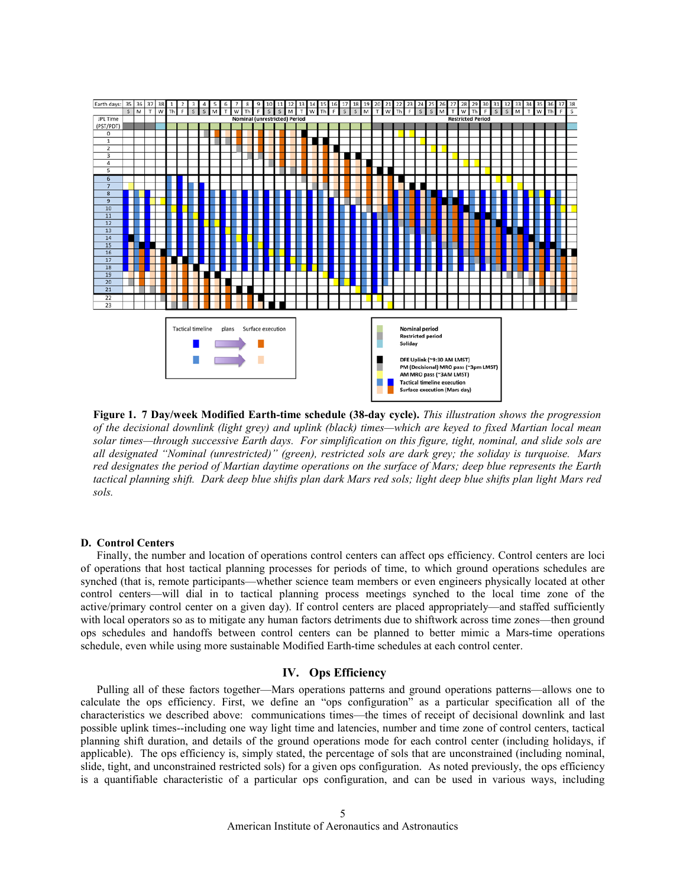**Figure 1. 7 Day/week Modified Earth-time schedule (38-day cycle).** *This illustration shows the progression of the decisional downlink (light grey) and uplink (black) times—which are keyed to fixed Martian local mean solar times—through successive Earth days. For simplification on this figure, tight, nominal, and slide sols are all designated "Nominal (unrestricted)" (green), restricted sols are dark grey; the soliday is turquoise. Mars red designates the period of Martian daytime operations on the surface of Mars; deep blue represents the Earth tactical planning shift. Dark deep blue shifts plan dark Mars red sols; light deep blue shifts plan light Mars red sols.*

### D. Control Centers

Finally, the number and location of operations control centers can affect ops efficiency. Control centers are loci of operations that host tactical planning processes for periods of time, to which ground operations schedules are synched (that is, remote participants—whether science team members or even engineers physically located at other control centers—will dial in to tactical planning process meetings synched to the local time zone of the active/primary control center on a given day). If control centers are placed appropriately—and staffed sufficiently with local operators so as to mitigate any human factors detriments due to shiftwork across time zones—then ground ops schedules and handoffs between control centers can be planned to better mimic a Mars-time operations schedule, even while using more sustainable Modified Earth-time schedules at each control center.

## IV. Ops Efficiency

Pulling all of these factors together—Mars operations patterns and ground operations patterns—allows one to calculate the ops efficiency. First, we define an "ops configuration" as a particular specification all of the characteristics we described above: communications times—the times of receipt of decisional downlink and last possible uplink times--including one way light time and latencies, number and time zone of control centers, tactical planning shift duration, and details of the ground operations mode for each control center (including holidays, if applicable). The ops efficiency is, simply stated, the percentage of sols that are unconstrained (including nominal, slide, tight, and unconstrained restricted sols) for a given ops configuration. As noted previously, the ops efficiency is a quantifiable characteristic of a particular ops configuration, and can be used in various ways, including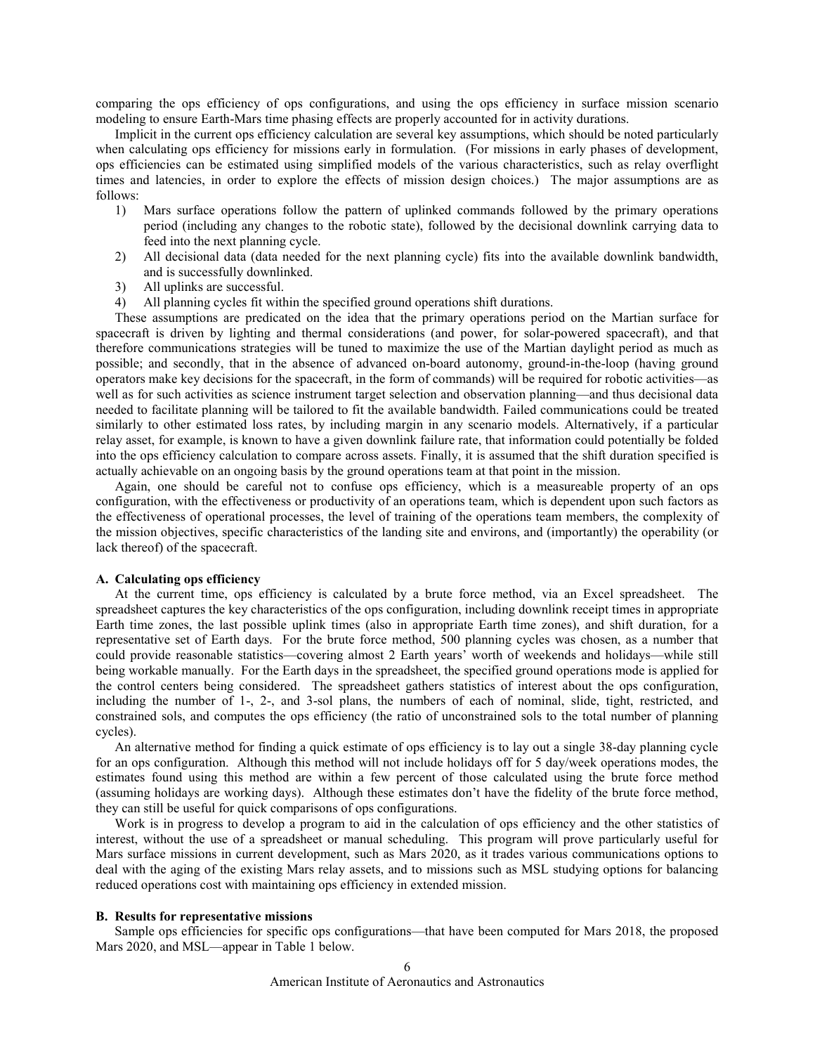comparing the ops efficiency of ops configurations, and using the ops efficiency in surface mission scenario modeling to ensure Earth-Mars time phasing effects are properly accounted for in activity durations.

Implicit in the current ops efficiency calculation are several key assumptions, which should be noted particularly when calculating ops efficiency for missions early in formulation. (For missions in early phases of development, ops efficiencies can be estimated using simplified models of the various characteristics, such as relay overflight times and latencies, in order to explore the effects of mission design choices.) The major assumptions are as follows:

1) Mars surface operations follow the pattern of uplinked commands followed by the primary operations period (including any changes to the robotic state), followed by the decisional downlink carrying data to feed into the next planning cycle.
2) All decisional data (data needed for the next planning cycle) fits into the available downlink bandwidth, and is successfully downlinked.
3) All uplinks are successful.
4) All planning cycles fit within the specified ground operations shift durations.

These assumptions are predicated on the idea that the primary operations period on the Martian surface for spacecraft is driven by lighting and thermal considerations (and power, for solar-powered spacecraft), and that therefore communications strategies will be tuned to maximize the use of the Martian daylight period as much as possible; and secondly, that in the absence of advanced on-board autonomy, ground-in-the-loop (having ground operators make key decisions for the spacecraft, in the form of commands) will be required for robotic activities—as well as for such activities as science instrument target selection and observation planning—and thus decisional data needed to facilitate planning will be tailored to fit the available bandwidth. Failed communications could be treated similarly to other estimated loss rates, by including margin in any scenario models. Alternatively, if a particular relay asset, for example, is known to have a given downlink failure rate, that information could potentially be folded into the ops efficiency calculation to compare across assets. Finally, it is assumed that the shift duration specified is actually achievable on an ongoing basis by the ground operations team at that point in the mission.

Again, one should be careful not to confuse ops efficiency, which is a measureable property of an ops configuration, with the effectiveness or productivity of an operations team, which is dependent upon such factors as the effectiveness of operational processes, the level of training of the operations team members, the complexity of the mission objectives, specific characteristics of the landing site and environs, and (importantly) the operability (or lack thereof) of the spacecraft.

### A. Calculating ops efficiency

At the current time, ops efficiency is calculated by a brute force method, via an Excel spreadsheet. The spreadsheet captures the key characteristics of the ops configuration, including downlink receipt times in appropriate Earth time zones, the last possible uplink times (also in appropriate Earth time zones), and shift duration, for a representative set of Earth days. For the brute force method, 500 planning cycles was chosen, as a number that could provide reasonable statistics—covering almost 2 Earth years' worth of weekends and holidays—while still being workable manually. For the Earth days in the spreadsheet, the specified ground operations mode is applied for the control centers being considered. The spreadsheet gathers statistics of interest about the ops configuration, including the number of 1-, 2-, and 3-sol plans, the numbers of each of nominal, slide, tight, restricted, and constrained sols, and computes the ops efficiency (the ratio of unconstrained sols to the total number of planning cycles).

An alternative method for finding a quick estimate of ops efficiency is to lay out a single 38-day planning cycle for an ops configuration. Although this method will not include holidays off for 5 day/week operations modes, the estimates found using this method are within a few percent of those calculated using the brute force method (assuming holidays are working days). Although these estimates don't have the fidelity of the brute force method, they can still be useful for quick comparisons of ops configurations.

Work is in progress to develop a program to aid in the calculation of ops efficiency and the other statistics of interest, without the use of a spreadsheet or manual scheduling. This program will prove particularly useful for Mars surface missions in current development, such as Mars 2020, as it trades various communications options to deal with the aging of the existing Mars relay assets, and to missions such as MSL studying options for balancing reduced operations cost with maintaining ops efficiency in extended mission.

### B. Results for representative missions

Sample ops efficiencies for specific ops configurations—that have been computed for Mars 2018, the proposed Mars 2020, and MSL—appear in Table 1 below.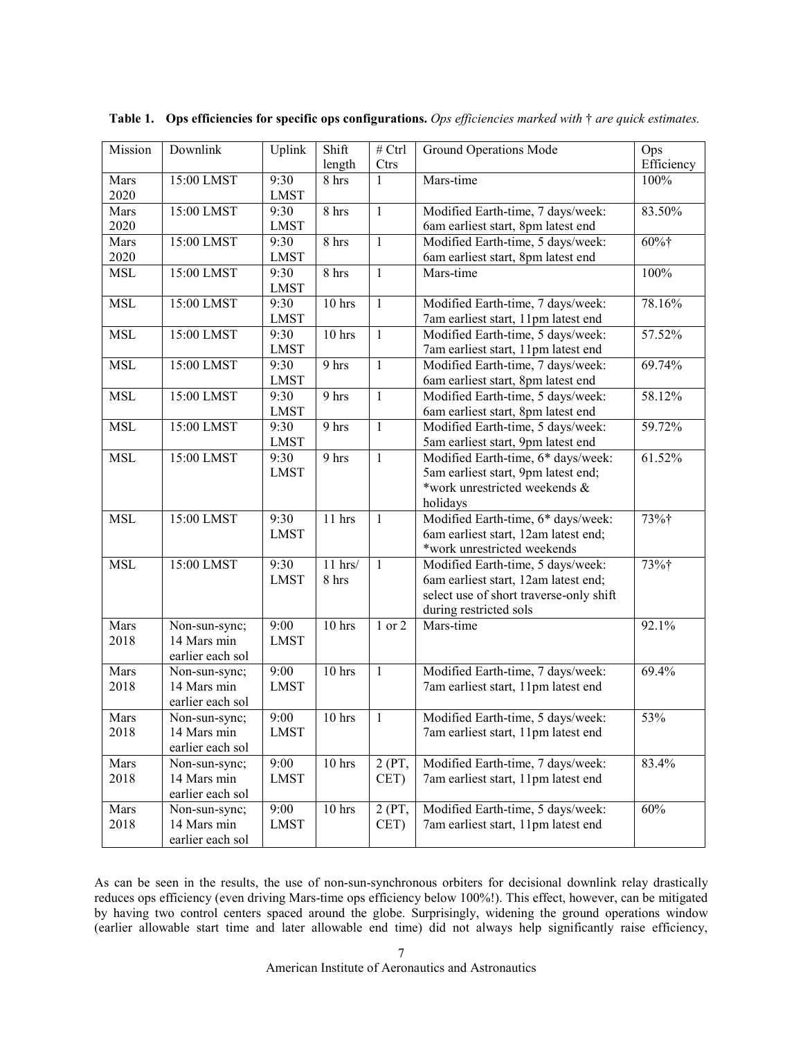**Table 1. Ops efficiencies for specific ops configurations.** *Ops efficiencies marked with † are quick estimates.*

| Mission | Downlink | Uplink | Shift length | # Ctrl Ctrs | Ground Operations Mode | Ops Efficiency |
|---|---|---|---|---|---|---|
| Mars 2020 | 15:00 LMST | 9:30 LMST | 8 hrs | 1 | Mars-time | 100% |
| Mars 2020 | 15:00 LMST | 9:30 LMST | 8 hrs | 1 | Modified Earth-time, 7 days/week: 6am earliest start, 8pm latest end | 83.50% |
| Mars 2020 | 15:00 LMST | 9:30 LMST | 8 hrs | 1 | Modified Earth-time, 5 days/week: 6am earliest start, 8pm latest end | 60%† |
| MSL | 15:00 LMST | 9:30 LMST | 8 hrs | 1 | Mars-time | 100% |
| MSL | 15:00 LMST | 9:30 LMST | 10 hrs | 1 | Modified Earth-time, 7 days/week: 7am earliest start, 11pm latest end | 78.16% |
| MSL | 15:00 LMST | 9:30 LMST | 10 hrs | 1 | Modified Earth-time, 5 days/week: 7am earliest start, 11pm latest end | 57.52% |
| MSL | 15:00 LMST | 9:30 LMST | 9 hrs | 1 | Modified Earth-time, 7 days/week: 6am earliest start, 8pm latest end | 69.74% |
| MSL | 15:00 LMST | 9:30 LMST | 9 hrs | 1 | Modified Earth-time, 5 days/week: 6am earliest start, 8pm latest end | 58.12% |
| MSL | 15:00 LMST | 9:30 LMST | 9 hrs | 1 | Modified Earth-time, 5 days/week: 5am earliest start, 9pm latest end | 59.72% |
| MSL | 15:00 LMST | 9:30 LMST | 9 hrs | 1 | Modified Earth-time, 6* days/week: 5am earliest start, 9pm latest end; *work unrestricted weekends & holidays | 61.52% |
| MSL | 15:00 LMST | 9:30 LMST | 11 hrs | 1 | Modified Earth-time, 6* days/week: 6am earliest start, 12am latest end; *work unrestricted weekends | 73%† |
| MSL | 15:00 LMST | 9:30 LMST | 11 hrs/ 8 hrs | 1 | Modified Earth-time, 5 days/week: 6am earliest start, 12am latest end; select use of short traverse-only shift during restricted sols | 73%† |
| Mars 2018 | Non-sun-sync; 14 Mars min earlier each sol | 9:00 LMST | 10 hrs | 1 or 2 | Mars-time | 92.1% |
| Mars 2018 | Non-sun-sync; 14 Mars min earlier each sol | 9:00 LMST | 10 hrs | 1 | Modified Earth-time, 7 days/week: 7am earliest start, 11pm latest end | 69.4% |
| Mars 2018 | Non-sun-sync; 14 Mars min earlier each sol | 9:00 LMST | 10 hrs | 1 | Modified Earth-time, 5 days/week: 7am earliest start, 11pm latest end | 53% |
| Mars 2018 | Non-sun-sync; 14 Mars min earlier each sol | 9:00 LMST | 10 hrs | 2 (PT, CET) | Modified Earth-time, 7 days/week: 7am earliest start, 11pm latest end | 83.4% |
| Mars 2018 | Non-sun-sync; 14 Mars min earlier each sol | 9:00 LMST | 10 hrs | 2 (PT, CET) | Modified Earth-time, 5 days/week: 7am earliest start, 11pm latest end | 60% |

As can be seen in the results, the use of non-sun-synchronous orbiters for decisional downlink relay drastically reduces ops efficiency (even driving Mars-time ops efficiency below 100%!). This effect, however, can be mitigated by having two control centers spaced around the globe. Surprisingly, widening the ground operations window (earlier allowable start time and later allowable end time) did not always help significantly raise efficiency,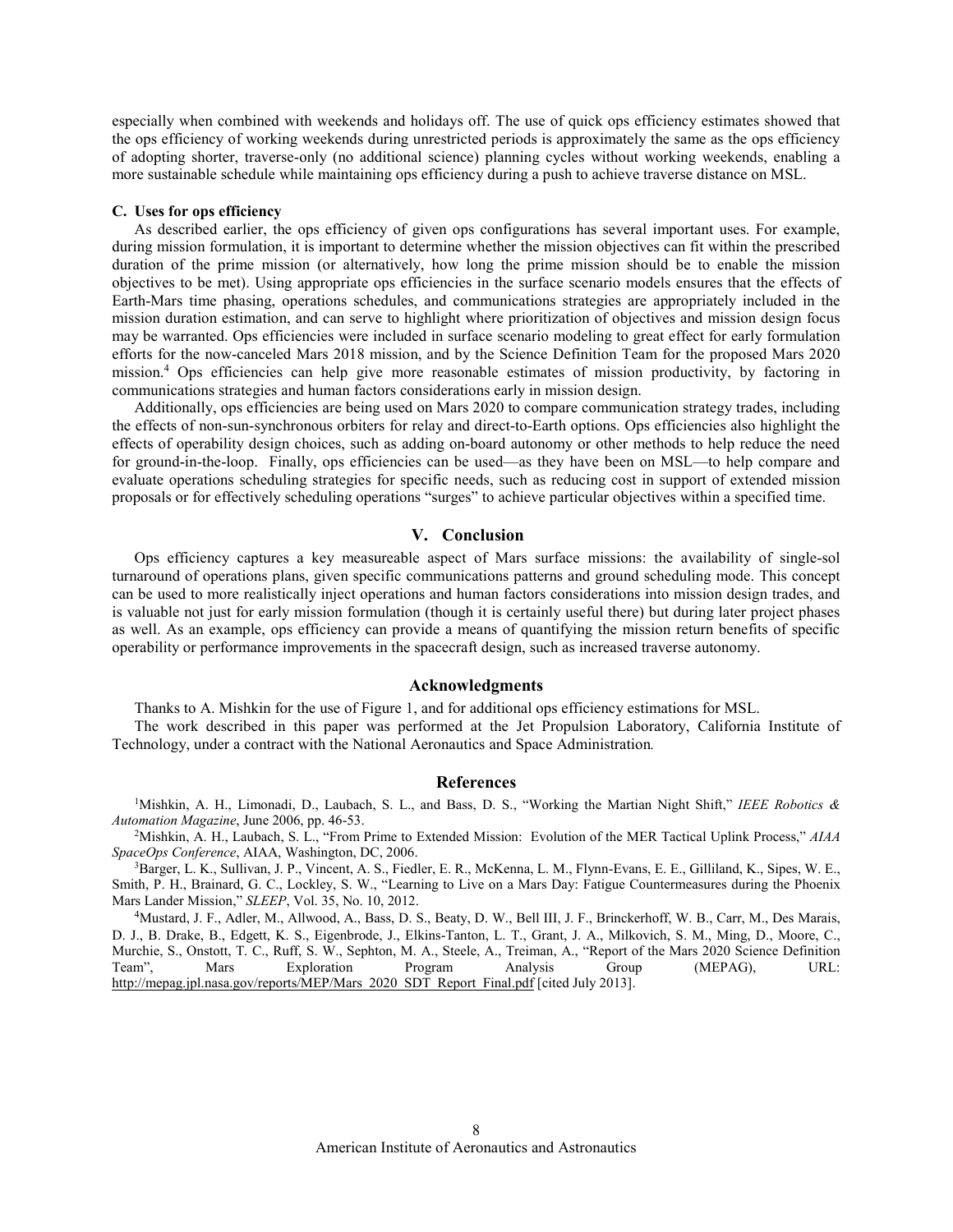especially when combined with weekends and holidays off. The use of quick ops efficiency estimates showed that the ops efficiency of working weekends during unrestricted periods is approximately the same as the ops efficiency of adopting shorter, traverse-only (no additional science) planning cycles without working weekends, enabling a more sustainable schedule while maintaining ops efficiency during a push to achieve traverse distance on MSL.

### C. Uses for ops efficiency

As described earlier, the ops efficiency of given ops configurations has several important uses. For example, during mission formulation, it is important to determine whether the mission objectives can fit within the prescribed duration of the prime mission (or alternatively, how long the prime mission should be to enable the mission objectives to be met). Using appropriate ops efficiencies in the surface scenario models ensures that the effects of Earth-Mars time phasing, operations schedules, and communications strategies are appropriately included in the mission duration estimation, and can serve to highlight where prioritization of objectives and mission design focus may be warranted. Ops efficiencies were included in surface scenario modeling to great effect for early formulation efforts for the now-canceled Mars 2018 mission, and by the Science Definition Team for the proposed Mars 2020 mission.[4] Ops efficiencies can help give more reasonable estimates of mission productivity, by factoring in communications strategies and human factors considerations early in mission design.

Additionally, ops efficiencies are being used on Mars 2020 to compare communication strategy trades, including the effects of non-sun-synchronous orbiters for relay and direct-to-Earth options. Ops efficiencies also highlight the effects of operability design choices, such as adding on-board autonomy or other methods to help reduce the need for ground-in-the-loop. Finally, ops efficiencies can be used—as they have been on MSL—to help compare and evaluate operations scheduling strategies for specific needs, such as reducing cost in support of extended mission proposals or for effectively scheduling operations "surges" to achieve particular objectives within a specified time.

## V. Conclusion

Ops efficiency captures a key measureable aspect of Mars surface missions: the availability of single-sol turnaround of operations plans, given specific communications patterns and ground scheduling mode. This concept can be used to more realistically inject operations and human factors considerations into mission design trades, and is valuable not just for early mission formulation (though it is certainly useful there) but during later project phases as well. As an example, ops efficiency can provide a means of quantifying the mission return benefits of specific operability or performance improvements in the spacecraft design, such as increased traverse autonomy.

## Acknowledgments

Thanks to A. Mishkin for the use of Figure 1, and for additional ops efficiency estimations for MSL.

The work described in this paper was performed at the Jet Propulsion Laboratory, California Institute of Technology, under a contract with the National Aeronautics and Space Administration.

## References

[1]Mishkin, A. H., Limonadi, D., Laubach, S. L., and Bass, D. S., "Working the Martian Night Shift," *IEEE Robotics & Automation Magazine*, June 2006, pp. 46-53.

[2]Mishkin, A. H., Laubach, S. L., "From Prime to Extended Mission: Evolution of the MER Tactical Uplink Process," *AIAA SpaceOps Conference*, AIAA, Washington, DC, 2006.

[3]Barger, L. K., Sullivan, J. P., Vincent, A. S., Fiedler, E. R., McKenna, L. M., Flynn-Evans, E. E., Gilliland, K., Sipes, W. E., Smith, P. H., Brainard, G. C., Lockley, S. W., "Learning to Live on a Mars Day: Fatigue Countermeasures during the Phoenix Mars Lander Mission," *SLEEP*, Vol. 35, No. 10, 2012.

[4]Mustard, J. F., Adler, M., Allwood, A., Bass, D. S., Beaty, D. W., Bell III, J. F., Brinckerhoff, W. B., Carr, M., Des Marais, D. J., B. Drake, B., Edgett, K. S., Eigenbrode, J., Elkins-Tanton, L. T., Grant, J. A., Milkovich, S. M., Ming, D., Moore, C., Murchie, S., Onstott, T. C., Ruff, S. W., Sephton, M. A., Steele, A., Treiman, A., "Report of the Mars 2020 Science Definition Team", Mars Exploration Program Analysis Group (MEPAG), URL: http://mepag.jpl.nasa.gov/reports/MEP/Mars_2020_SDT_Report_Final.pdf [cited July 2013].